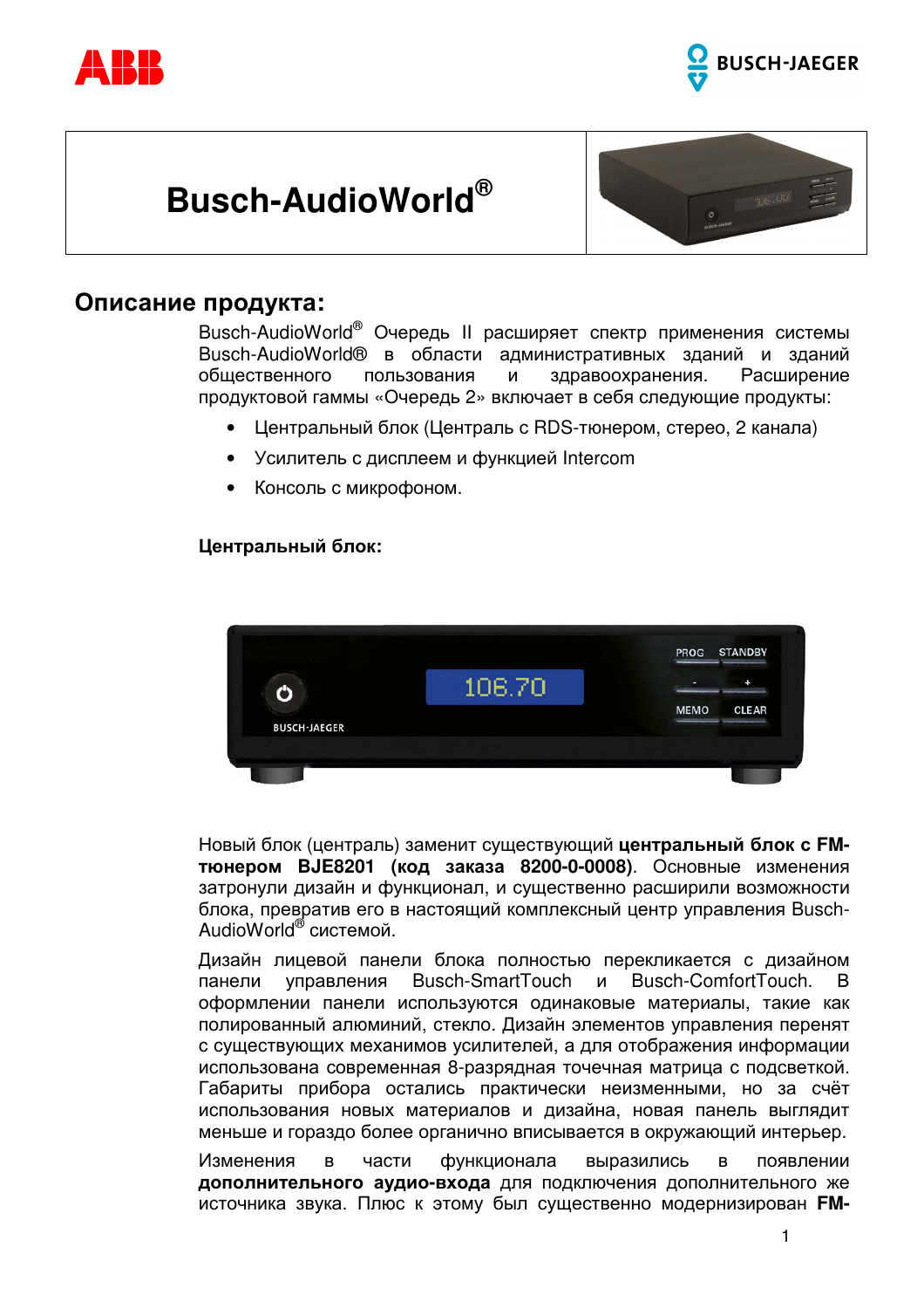# Busch-AudioWorld®

## Описание продукта:

Busch-AudioWorld® Очередь II расширяет спектр применения системы Busch-AudioWorld® в области административных зданий и зданий общественного пользования и здравоохранения. Расширение продуктовой гаммы «Очередь 2» включает в себя следующие продукты:

- Центральный блок (Централь с RDS-тюнером, стерео, 2 канала)
- Усилитель с дисплеем и функцией Intercom
- Консоль с микрофоном.

**Центральный блок:**

Новый блок (централь) заменит существующий **центральный блок с FM-тюнером BJE8201 (код заказа 8200-0-0008)**. Основные изменения затронули дизайн и функционал, и существенно расширили возможности блока, превратив его в настоящий комплексный центр управления Busch-AudioWorld® системой.

Дизайн лицевой панели блока полностью перекликается с дизайном панели управления Busch-SmartTouch и Busch-ComfortTouch. В оформлении панели используются одинаковые материалы, такие как полированный алюминий, стекло. Дизайн элементов управления перенят с существующих механимов усилителей, а для отображения информации использована современная 8-разрядная точечная матрица с подсветкой. Габариты прибора остались практически неизменными, но за счёт использования новых материалов и дизайна, новая панель выглядит меньше и гораздо более органично вписывается в окружающий интерьер.

Изменения в части функционала выразились в появлении **дополнительного аудио-входа** для подключения дополнительного же источника звука. Плюс к этому был существенно модернизирован **FM-**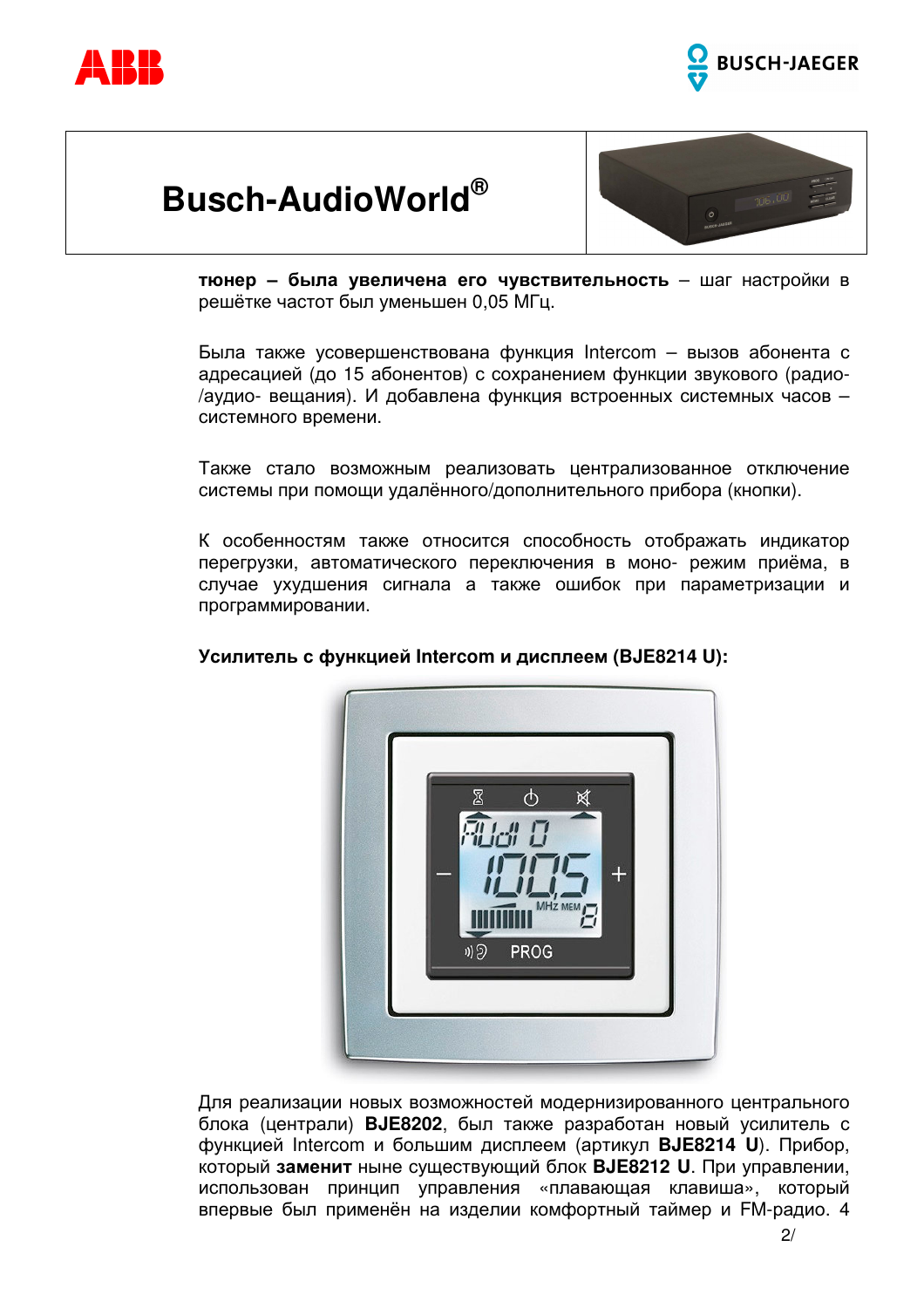**тюнер – была увеличена его чувствительность** – шаг настройки в решётке частот был уменьшен 0,05 МГц.

Была также усовершенствована функция Intercom – вызов абонента с адресацией (до 15 абонентов) с сохранением функции звукового (радио- /аудио- вещания). И добавлена функция встроенных системных часов – системного времени.

Также стало возможным реализовать централизованное отключение системы при помощи удалённого/дополнительного прибора (кнопки).

К особенностям также относится способность отображать индикатор перегрузки, автоматического переключения в моно- режим приёма, в случае ухудшения сигнала а также ошибок при параметризации и программировании.

**Усилитель с функцией Intercom и дисплеем (BJE8214 U):**

Для реализации новых возможностей модернизированного центрального блока (централи) **BJE8202**, был также разработан новый усилитель с функцией Intercom и большим дисплеем (артикул **BJE8214 U**). Прибор, который **заменит** ныне существующий блок **BJE8212 U**. При управлении, использован принцип управления «плавающая клавиша», который впервые был применён на изделии комфортный таймер и FM-радио. 4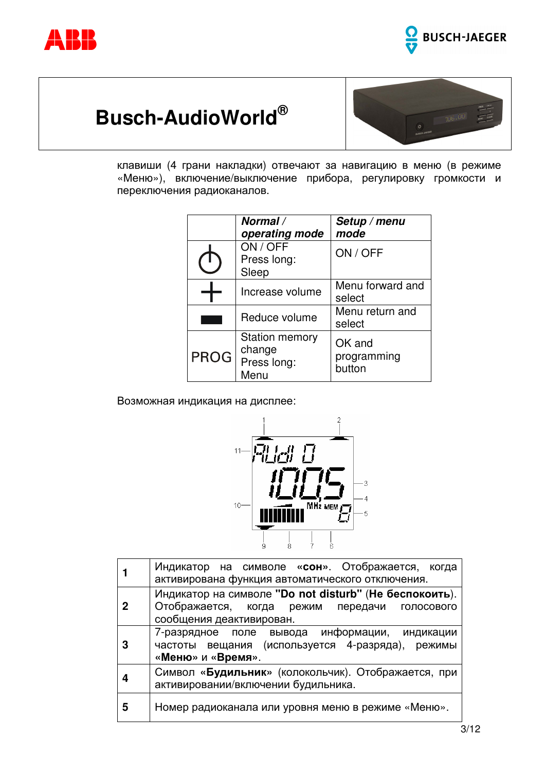клавиши (4 грани накладки) отвечают за навигацию в меню (в режиме «Меню»), включение/выключение прибора, регулировку громкости и переключения радиоканалов.

| | ***Normal / operating mode*** | ***Setup / menu mode*** |
|---|---|---|
| ⏻ | ON / OFF<br>Press long:<br>Sleep | ON / OFF |
| + | Increase volume | Menu forward and select |
| ▬ | Reduce volume | Menu return and select |
| PROG | Station memory change<br>Press long:<br>Menu | OK and programming button |

Возможная индикация на дисплее:

| | |
|---|---|
| **1** | Индикатор на символе **«сон»**. Отображается, когда активирована функция автоматического отключения. |
| **2** | Индикатор на символе **"Do not disturb"** (**Не беспокоить**). Отображается, когда режим передачи голосового сообщения деактивирован. |
| **3** | 7-разрядное поле вывода информации, индикации частоты вещания (используется 4-разряда), режимы «**Меню**» и «**Время**». |
| **4** | Символ «**Будильник**» (колокольчик). Отображается, при активировании/включении будильника. |
| **5** | Номер радиоканала или уровня меню в режиме «Меню». |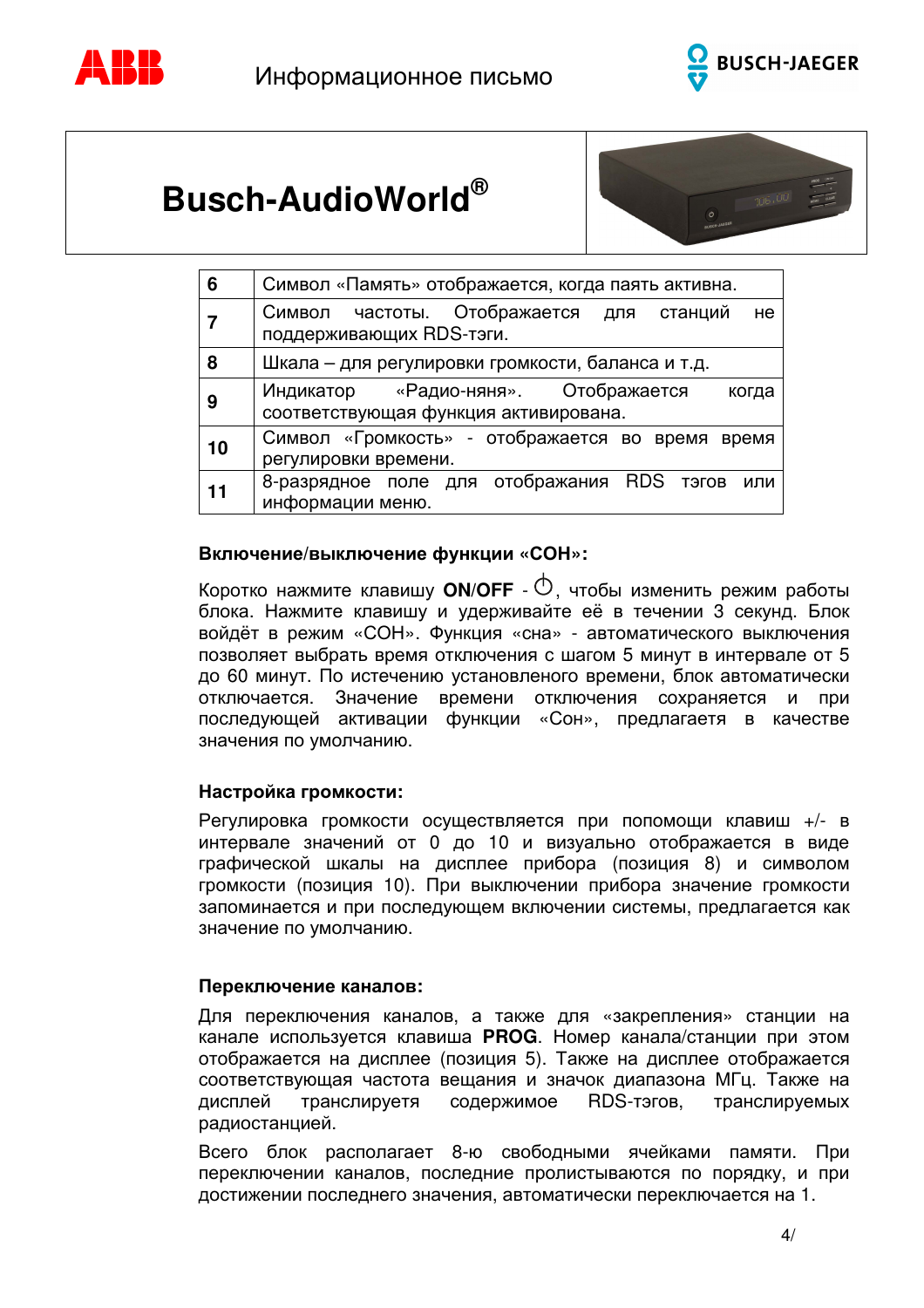# Busch-AudioWorld®

| 6 | Символ «Память» отображается, когда паять активна. |
|---|---|
| 7 | Символ частоты. Отображается для станций не поддерживающих RDS-тэги. |
| 8 | Шкала – для регулировки громкости, баланса и т.д. |
| 9 | Индикатор «Радио-няня». Отображается когда соответствующая функция активирована. |
| 10 | Символ «Громкость» - отображается во время время регулировки времени. |
| 11 | 8-разрядное поле для отображения RDS тэгов или информации меню. |

**Включение/выключение функции «СОН»:**

Коротко нажмите клавишу **ON/OFF** - ⏻, чтобы изменить режим работы блока. Нажмите клавишу и удерживайте её в течении 3 секунд. Блок войдёт в режим «СОН». Функция «сна» - автоматического выключения позволяет выбрать время отключения с шагом 5 минут в интервале от 5 до 60 минут. По истечению установленого времени, блок автоматически отключается. Значение времени отключения сохраняется и при последующей активации функции «Сон», предлагаетя в качестве значения по умолчанию.

**Настройка громкости:**

Регулировка громкости осуществляется при попомощи клавиш +/- в интервале значений от 0 до 10 и визуально отображается в виде графической шкалы на дисплее прибора (позиция 8) и символом громкости (позиция 10). При выключении прибора значение громкости запоминается и при последующем включении системы, предлагается как значение по умолчанию.

**Переключение каналов:**

Для переключения каналов, а также для «закрепления» станции на канале используется клавиша **PROG**. Номер канала/станции при этом отображается на дисплее (позиция 5). Также на дисплее отображается соответствующая частота вещания и значок диапазона МГц. Также на дисплей транслируетя содержимое RDS-тэгов, транслируемых радиостанцией.

Всего блок располагает 8-ю свободными ячейками памяти. При переключении каналов, последние пролистываются по порядку, и при достижении последнего значения, автоматически переключается на 1.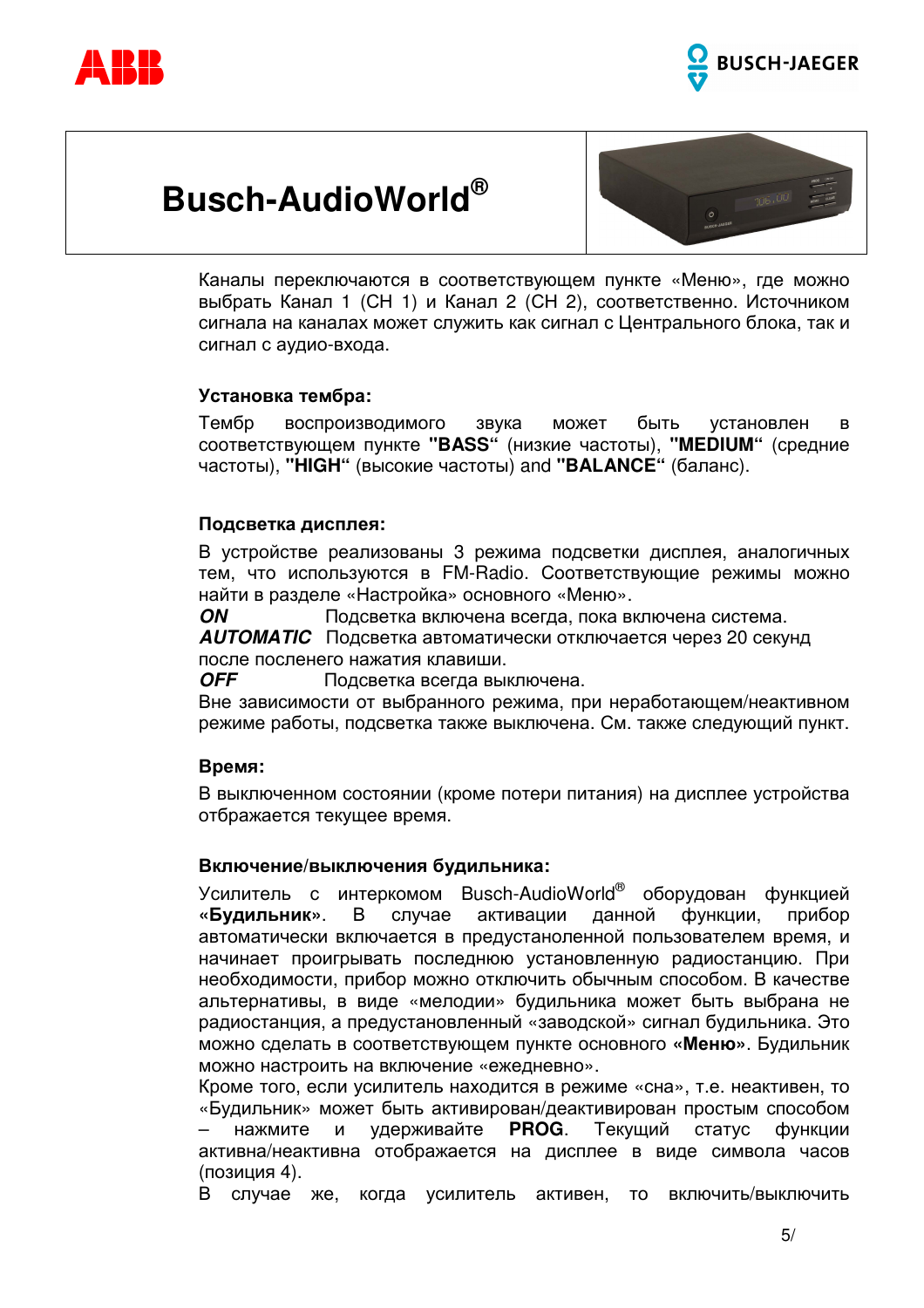# Busch-AudioWorld®

Каналы переключаются в соответствующем пункте «Меню», где можно выбрать Канал 1 (CH 1) и Канал 2 (CH 2), соответственно. Источником сигнала на каналах может служить как сигнал с Центрального блока, так и сигнал с аудио-входа.

**Установка тембра:**

Тембр воспроизводимого звука может быть установлен в соответствующем пункте **"BASS"** (низкие частоты), **"MEDIUM"** (средние частоты), **"HIGH"** (высокие частоты) and **"BALANCE"** (баланс).

**Подсветка дисплея:**

В устройстве реализованы 3 режима подсветки дисплея, аналогичных тем, что используются в FM-Radio. Соответствующие режимы можно найти в разделе «Настройка» основного «Меню».

***ON*** Подсветка включена всегда, пока включена система.
***AUTOMATIC*** Подсветка автоматически отключается через 20 секунд после посленего нажатия клавиши.
***OFF*** Подсветка всегда выключена.

Вне зависимости от выбранного режима, при неработающем/неактивном режиме работы, подсветка также выключена. См. также следующий пункт.

**Время:**

В выключенном состоянии (кроме потери питания) на дисплее устройства отбражается текущее время.

**Включение/выключения будильника:**

Усилитель с интеркомом Busch-AudioWorld® оборудован функцией **«Будильник»**. В случае активации данной функции, прибор автоматически включается в предустаноленной пользователем время, и начинает проигрывать последнюю установленную радиостанцию. При необходимости, прибор можно отключить обычным способом. В качестве альтернативы, в виде «мелодии» будильника может быть выбрана не радиостанция, а предустановленный «заводской» сигнал будильника. Это можно сделать в соответствующем пункте основного **«Меню»**. Будильник можно настроить на включение «ежедневно».

Кроме того, если усилитель находится в режиме «сна», т.е. неактивен, то «Будильник» может быть активирован/деактивирован простым способом – нажмите и удерживайте **PROG**. Текущий статус функции активна/неактивна отображается на дисплее в виде символа часов (позиция 4).

В случае же, когда усилитель активен, то включить/выключить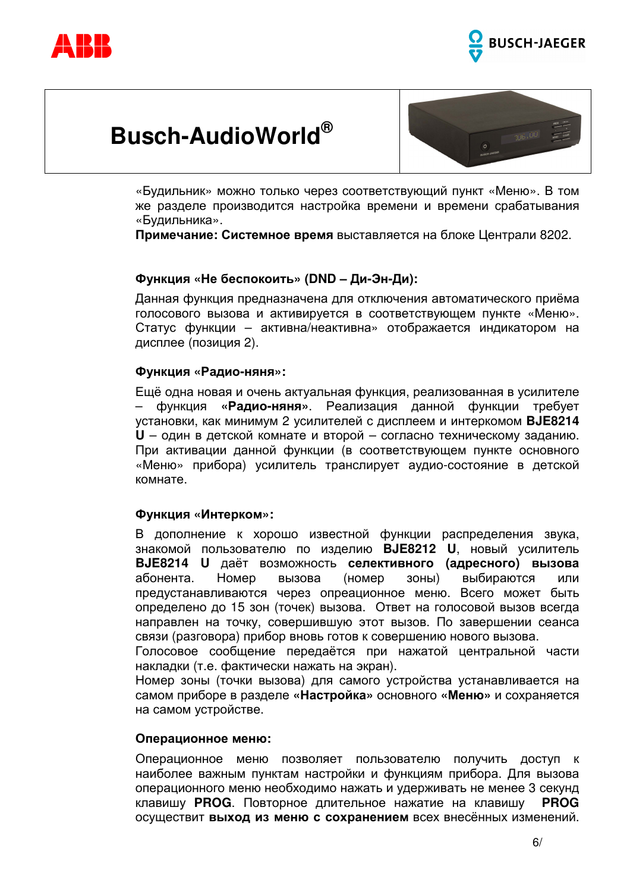«Будильник» можно только через соответствующий пункт «Меню». В том же разделе производится настройка времени и времени срабатывания «Будильника».
**Примечание: Системное время** выставляется на блоке Централи 8202.

**Функция «Не беспокоить» (DND – Ди-Эн-Ди):**

Данная функция предназначена для отключения автоматического приёма голосового вызова и активируется в соответствующем пункте «Меню». Статус функции – активна/неактивна» отображается индикатором на дисплее (позиция 2).

**Функция «Радио-няня»:**

Ещё одна новая и очень актуальная функция, реализованная в усилителе – функция **«Радио-няня»**. Реализация данной функции требует установки, как минимум 2 усилителей с дисплеем и интеркомом **BJE8214 U** – один в детской комнате и второй – согласно техническому заданию. При активации данной функции (в соответствующем пункте основного «Меню» прибора) усилитель транслирует аудио-состояние в детской комнате.

**Функция «Интерком»:**

В дополнение к хорошо известной функции распределения звука, знакомой пользователю по изделию **BJE8212 U**, новый усилитель **BJE8214 U** даёт возможность **селективного (адресного) вызова** абонента. Номер вызова (номер зоны) выбираются или предустанавливаются через опреационное меню. Всего может быть определено до 15 зон (точек) вызова. Ответ на голосовой вызов всегда направлен на точку, совершившую этот вызов. По завершении сеанса связи (разговора) прибор вновь готов к совершению нового вызова.
Голосовое сообщение передаётся при нажатой центральной части накладки (т.е. фактически нажать на экран).
Номер зоны (точки вызова) для самого устройства устанавливается на самом приборе в разделе **«Настройка»** основного **«Меню»** и сохраняется на самом устройстве.

**Операционное меню:**

Операционное меню позволяет пользователю получить доступ к наиболее важным пунктам настройки и функциям прибора. Для вызова операционного меню необходимо нажать и удерживать не менее 3 секунд клавишу **PROG**. Повторное длительное нажатие на клавишу **PROG** осуществит **выход из меню с сохранением** всех внесённых изменений.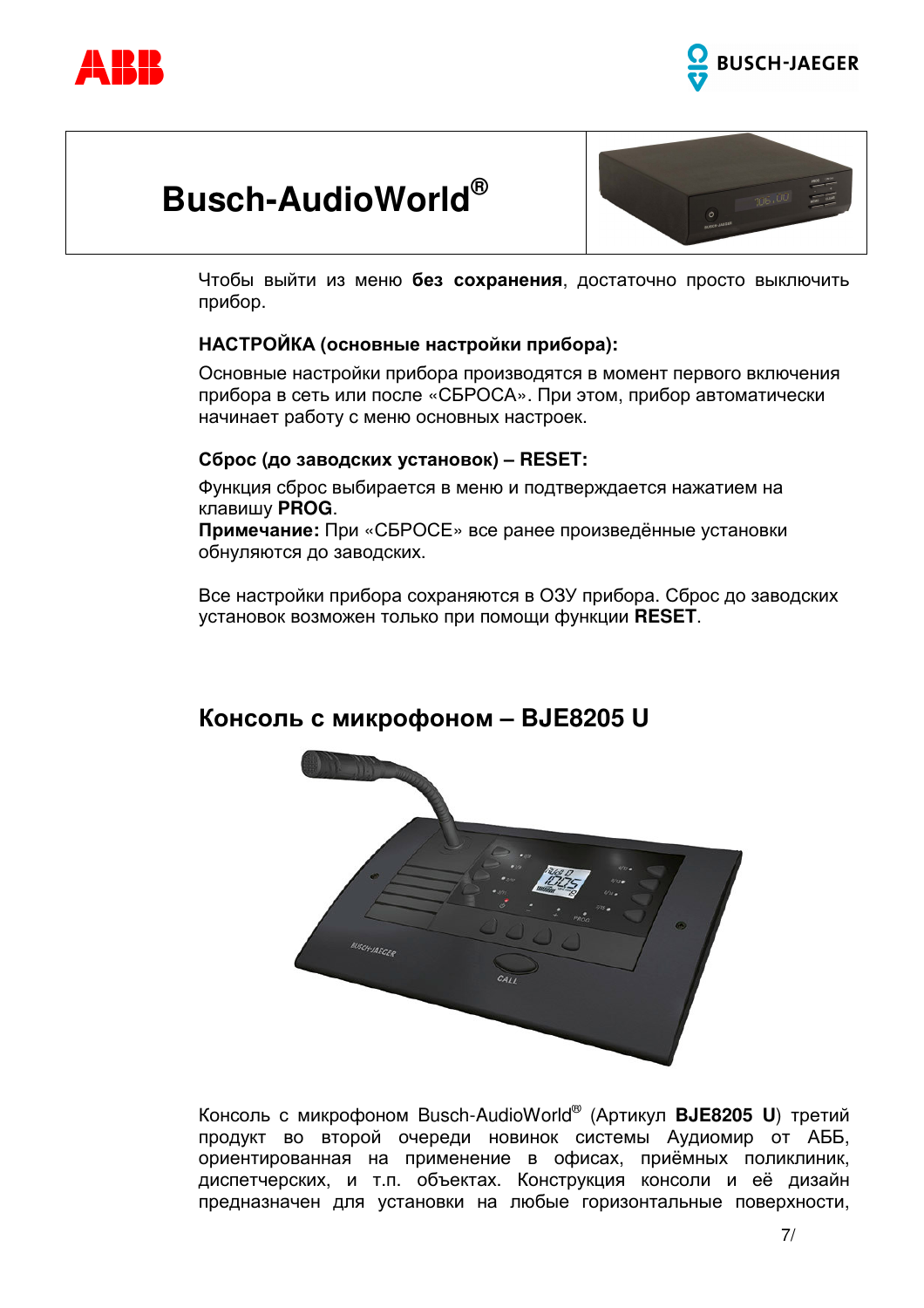# Busch-AudioWorld®

Чтобы выйти из меню **без сохранения**, достаточно просто выключить прибор.

### НАСТРОЙКА (основные настройки прибора):

Основные настройки прибора производятся в момент первого включения прибора в сеть или после «СБРОСА». При этом, прибор автоматически начинает работу с меню основных настроек.

### Сброс (до заводских установок) – RESET:

Функция сброс выбирается в меню и подтверждается нажатием на клавишу **PROG**.
**Примечание:** При «СБРОСЕ» все ранее произведённые установки обнуляются до заводских.

Все настройки прибора сохраняются в ОЗУ прибора. Сброс до заводских установок возможен только при помощи функции **RESET**.

## Консоль с микрофоном – BJE8205 U

Консоль с микрофоном Busch-AudioWorld® (Артикул **BJE8205 U**) третий продукт во второй очереди новинок системы Аудиомир от АББ, ориентированная на применение в офисах, приёмных поликлиник, диспетчерских, и т.п. объектах. Конструкция консоли и её дизайн предназначен для установки на любые горизонтальные поверхности,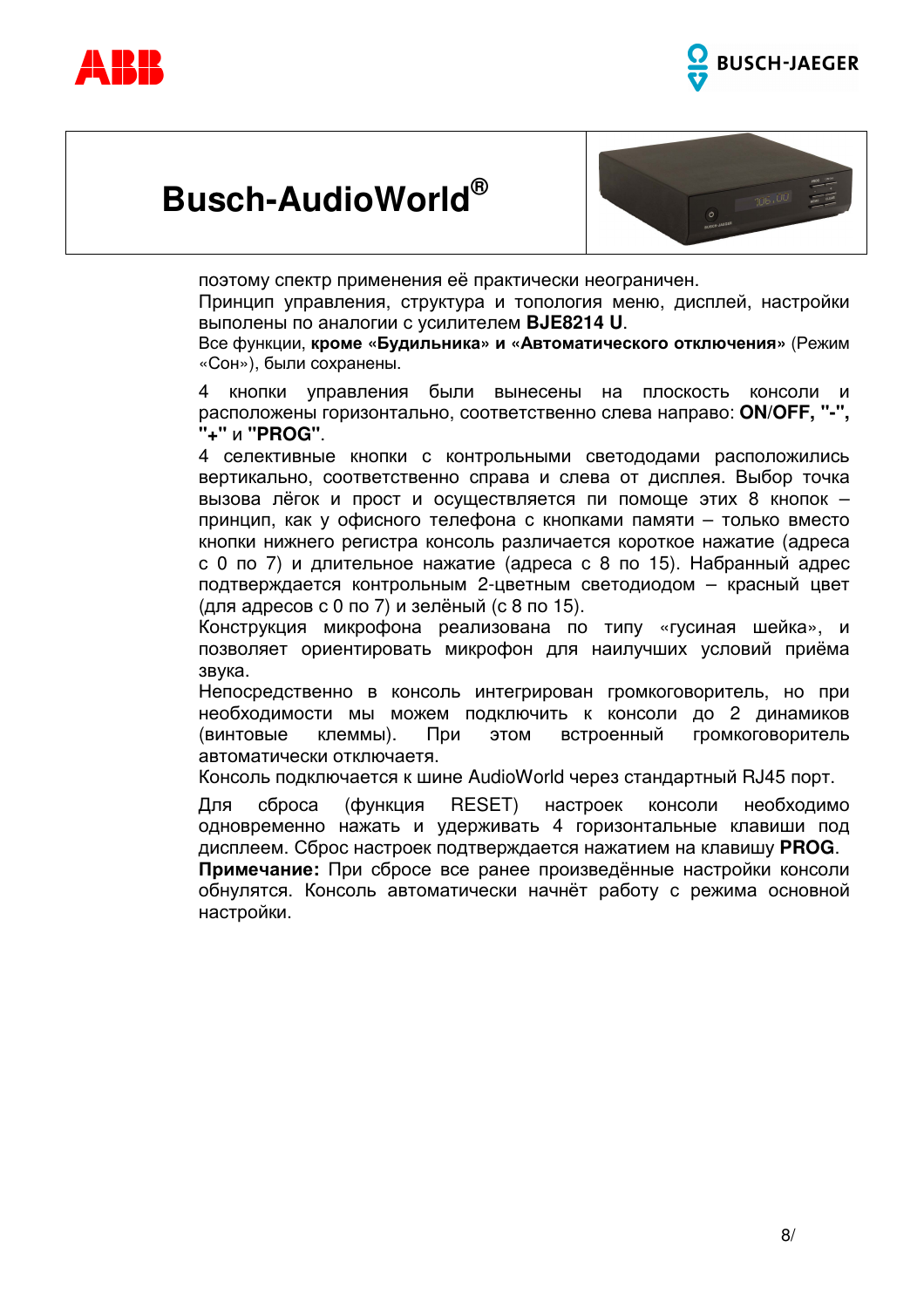поэтому спектр применения её практически неограничен.

Принцип управления, структура и топология меню, дисплей, настройки выполены по аналогии с усилителем **BJE8214 U**.

Все функции, **кроме «Будильника» и «Автоматического отключения»** (Режим «Сон»), были сохранены.

4 кнопки управления были вынесены на плоскость консоли и расположены горизонтально, соответственно слева направо: **ON/OFF, "-", "+"** и **"PROG"**.

4 селективные кнопки с контрольными светододами расположились вертикально, соответственно справа и слева от дисплея. Выбор точка вызова лёгок и прост и осуществляется пи помоще этих 8 кнопок – принцип, как у офисного телефона с кнопками памяти – только вместо кнопки нижнего регистра консоль различается короткое нажатие (адреса с 0 по 7) и длительное нажатие (адреса с 8 по 15). Набранный адрес подтверждается контрольным 2-цветным светодиодом – красный цвет (для адресов с 0 по 7) и зелёный (с 8 по 15).

Конструкция микрофона реализована по типу «гусиная шейка», и позволяет ориентировать микрофон для наилучших условий приёма звука.

Непосредственно в консоль интегрирован громкоговоритель, но при необходимости мы можем подключить к консоли до 2 динамиков (винтовые клеммы). При этом встроенный громкоговоритель автоматически отключаетя.

Консоль подключается к шине AudioWorld через стандартный RJ45 порт.

Для сброса (функция RESET) настроек консоли необходимо одновременно нажать и удерживать 4 горизонтальные клавиши под дисплеем. Сброс настроек подтверждается нажатием на клавишу **PROG**.

**Примечание:** При сбросе все ранее произведённые настройки консоли обнулятся. Консоль автоматически начнёт работу с режима основной настройки.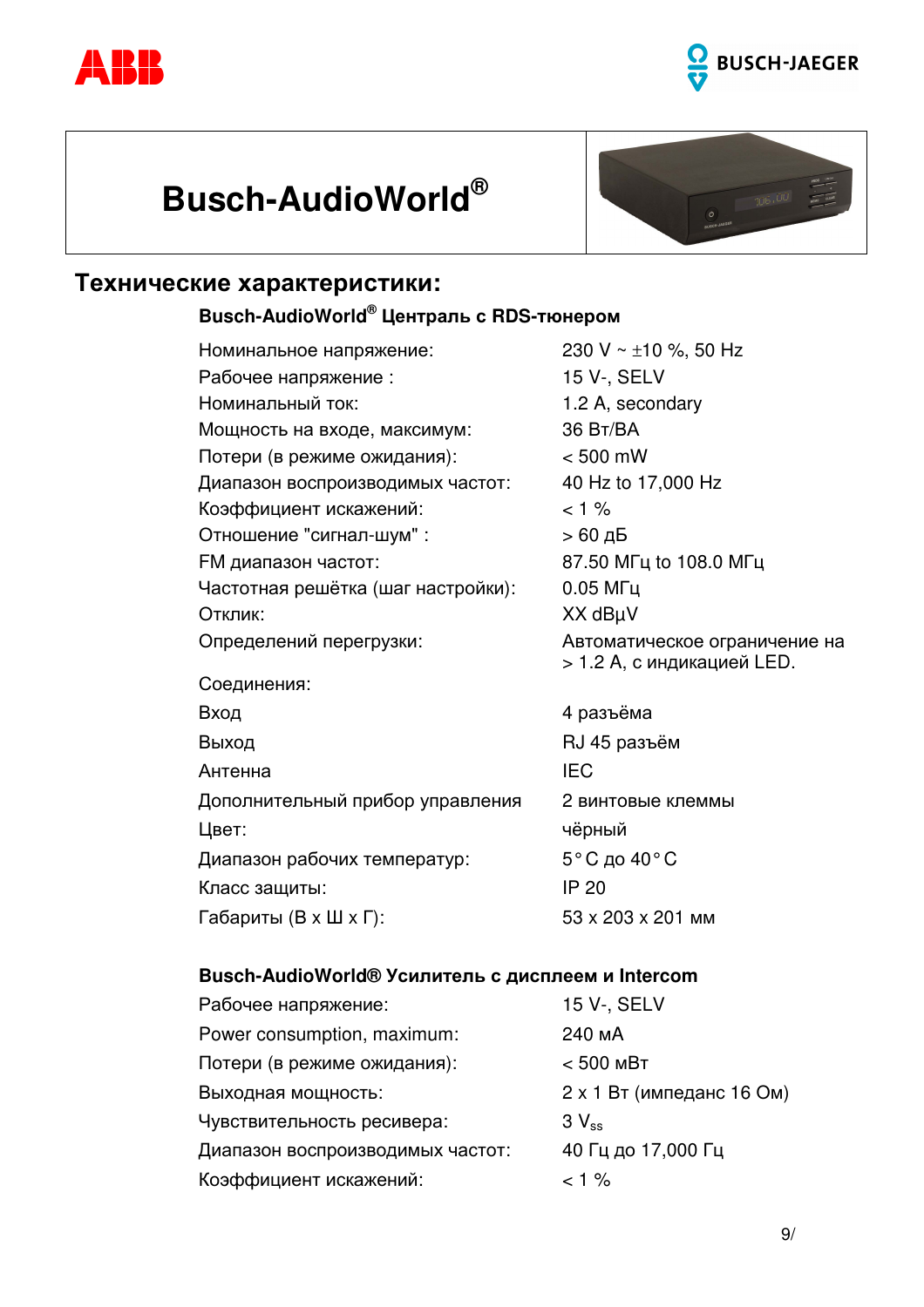# Busch-AudioWorld®

## Технические характеристики:

### Busch-AudioWorld® Централь с RDS-тюнером

| | |
|---|---|
| Номинальное напряжение: | 230 V ~ ±10 %, 50 Hz |
| Рабочее напряжение : | 15 V-, SELV |
| Номинальный ток: | 1.2 A, secondary |
| Мощность на входе, максимум: | 36 Вт/ВА |
| Потери (в режиме ожидания): | < 500 mW |
| Диапазон воспроизводимых частот: | 40 Hz to 17,000 Hz |
| Коэффициент искажений: | < 1 % |
| Отношение "сигнал-шум" : | > 60 дБ |
| FM диапазон частот: | 87.50 МГц to 108.0 МГц |
| Частотная решётка (шаг настройки): | 0.05 МГц |
| Отклик: | XX dBμV |
| Определений перегрузки: | Автоматическое ограничение на > 1.2 A, с индикацией LED. |
| Соединения: | |
| Вход | 4 разъёма |
| Выход | RJ 45 разъём |
| Антенна | IEC |
| Дополнительный прибор управления | 2 винтовые клеммы |
| Цвет: | чёрный |
| Диапазон рабочих температур: | 5 °C до 40 °C |
| Класс защиты: | IP 20 |
| Габариты (В x Ш x Г): | 53 x 203 x 201 мм |

### Busch-AudioWorld® Усилитель с дисплеем и Intercom

| | |
|---|---|
| Рабочее напряжение: | 15 V-, SELV |
| Power consumption, maximum: | 240 мА |
| Потери (в режиме ожидания): | < 500 мВт |
| Выходная мощность: | 2 x 1 Вт (импеданс 16 Ом) |
| Чувствительность ресивера: | 3 $V_{ss}$ |
| Диапазон воспроизводимых частот: | 40 Гц до 17,000 Гц |
| Коэффициент искажений: | < 1 % |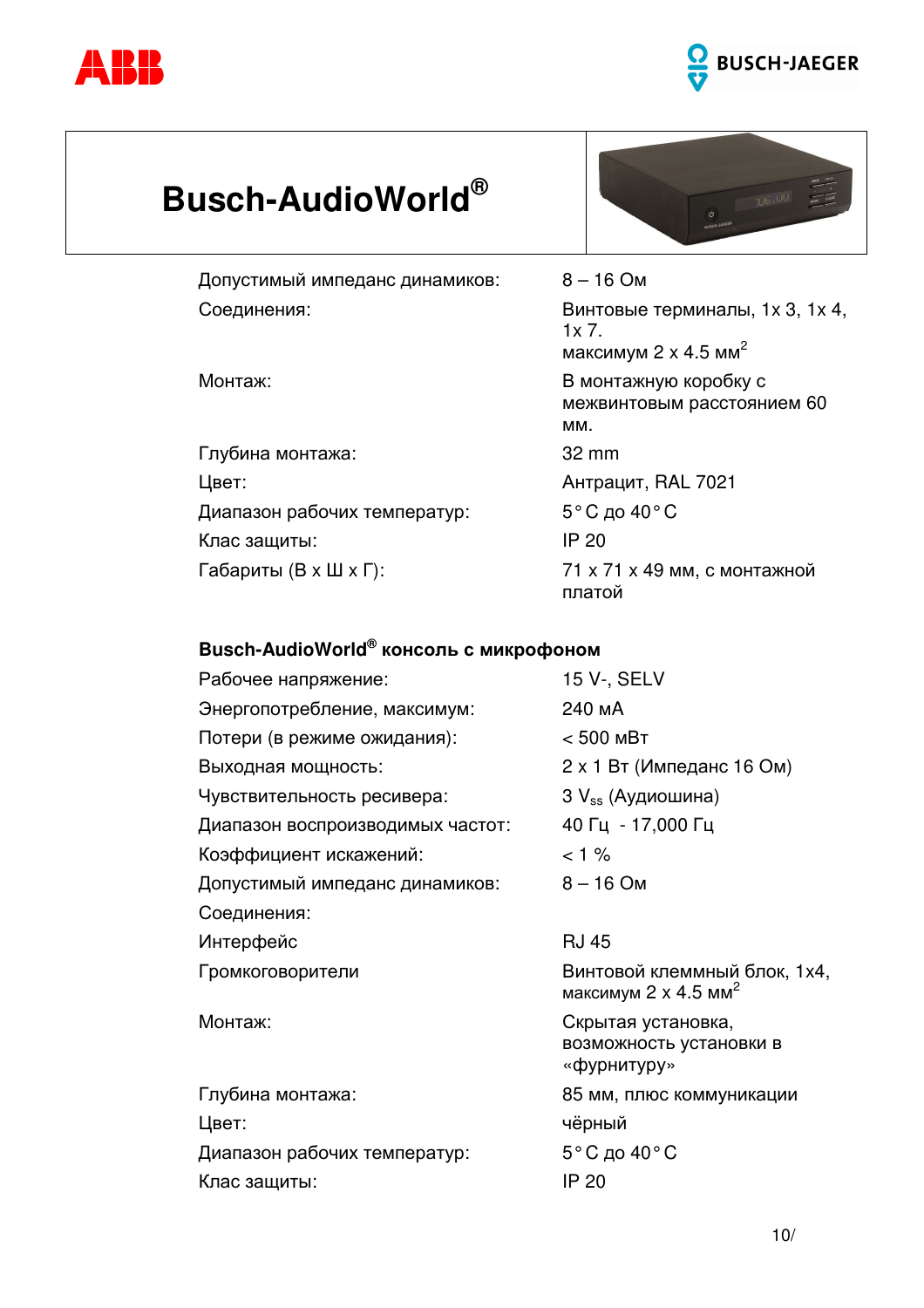# Busch-AudioWorld®

| | |
|---|---|
| Допустимый импеданс динамиков: | 8 – 16 Ом |
| Соединения: | Винтовые терминалы, 1x 3, 1x 4, 1x 7. максимум 2 x 4.5 мм$^2$ |
| Монтаж: | В монтажную коробку с межвинтовым расстоянием 60 мм. |
| Глубина монтажа: | 32 mm |
| Цвет: | Антрацит, RAL 7021 |
| Диапазон рабочих температур: | 5 °C до 40 °C |
| Клас защиты: | IP 20 |
| Габариты (В x Ш x Г): | 71 x 71 x 49 мм, с монтажной платой |

## Busch-AudioWorld® консоль с микрофоном

| | |
|---|---|
| Рабочее напряжение: | 15 V-, SELV |
| Энергопотребление, максимум: | 240 мА |
| Потери (в режиме ожидания): | < 500 мВт |
| Выходная мощность: | 2 x 1 Вт (Импеданс 16 Ом) |
| Чувствительность ресивера: | 3 $V_{ss}$ (Аудиошина) |
| Диапазон воспроизводимых частот: | 40 Гц - 17,000 Гц |
| Коэффициент искажений: | < 1 % |
| Допустимый импеданс динамиков: | 8 – 16 Ом |
| Соединения: | |
| Интерфейс | RJ 45 |
| Громкоговорители | Винтовой клеммный блок, 1x4, максимум 2 x 4.5 мм$^2$ |
| Монтаж: | Скрытая установка, возможность установки в «фурнитуру» |
| Глубина монтажа: | 85 мм, плюс коммуникации |
| Цвет: | чёрный |
| Диапазон рабочих температур: | 5 °C до 40 °C |
| Клас защиты: | IP 20 |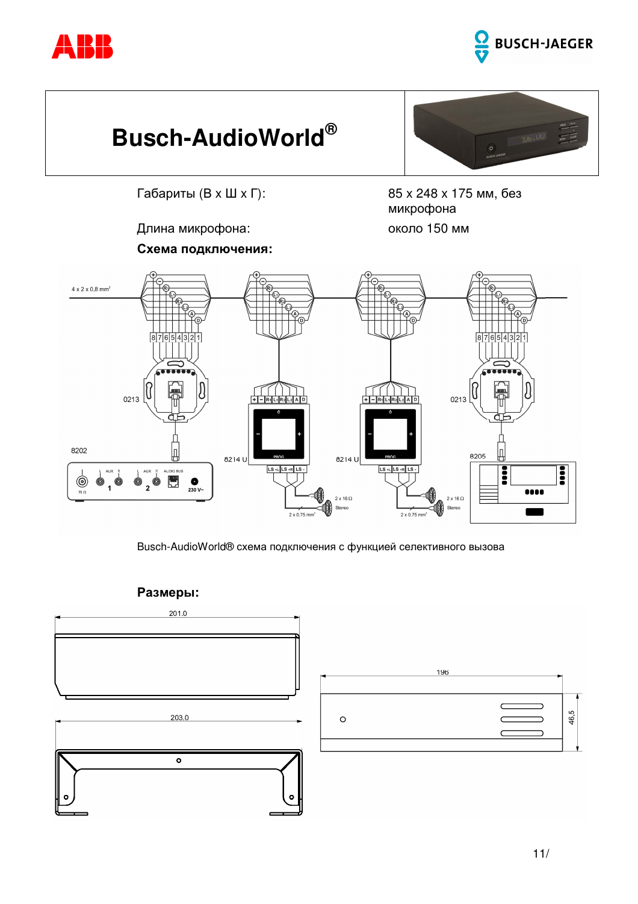# Busch-AudioWorld®

| Габариты (В x Ш x Г): | 85 x 248 x 175 мм, без микрофона |
|---|---|
| Длина микрофона: | около 150 мм |

**Схема подключения:**

Busch-AudioWorld® схема подключения с функцией селективного вызова

**Размеры:**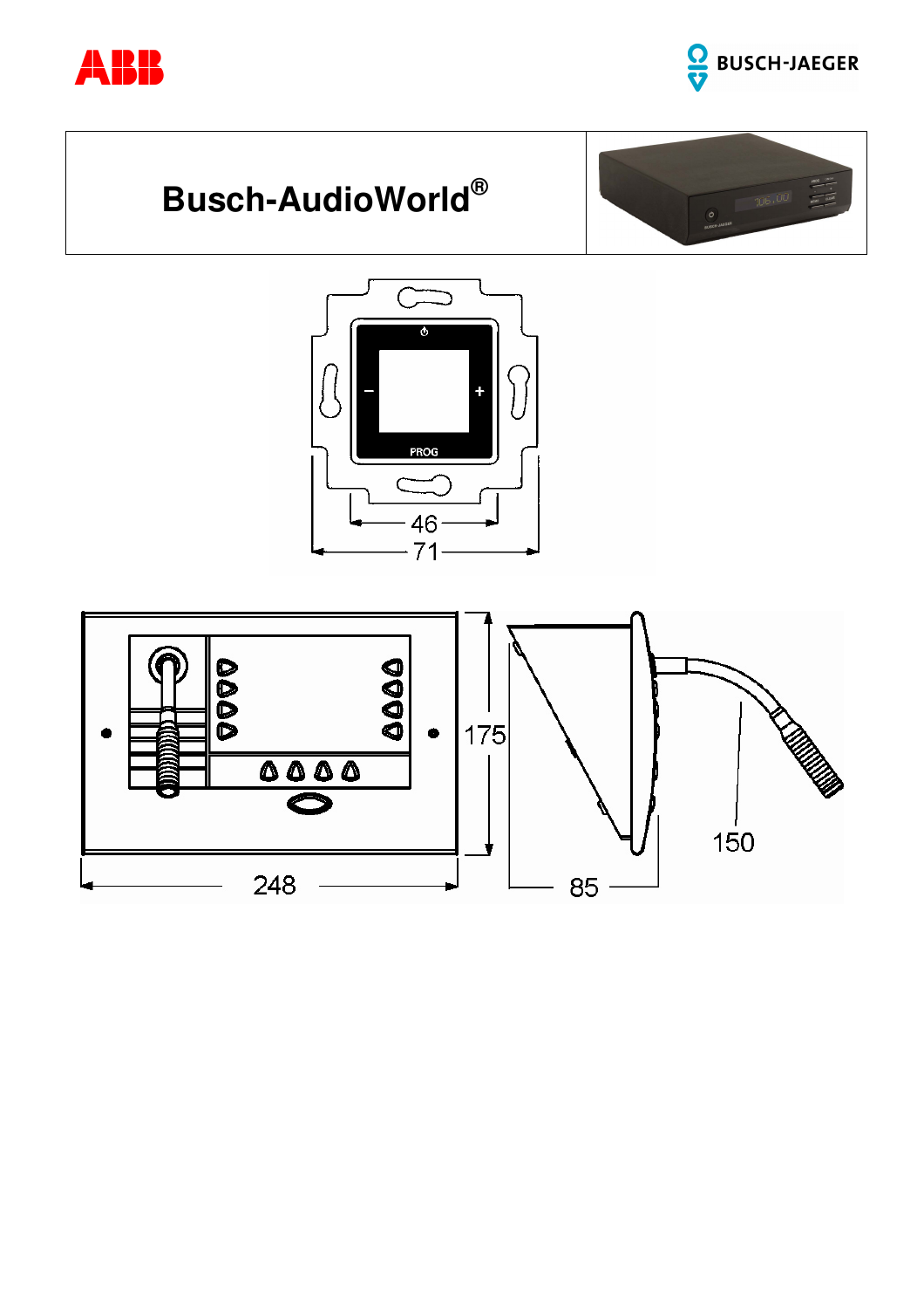ABB

BUSCH-JAEGER

# Busch-AudioWorld®

PROG

46

71

175

248

85

150